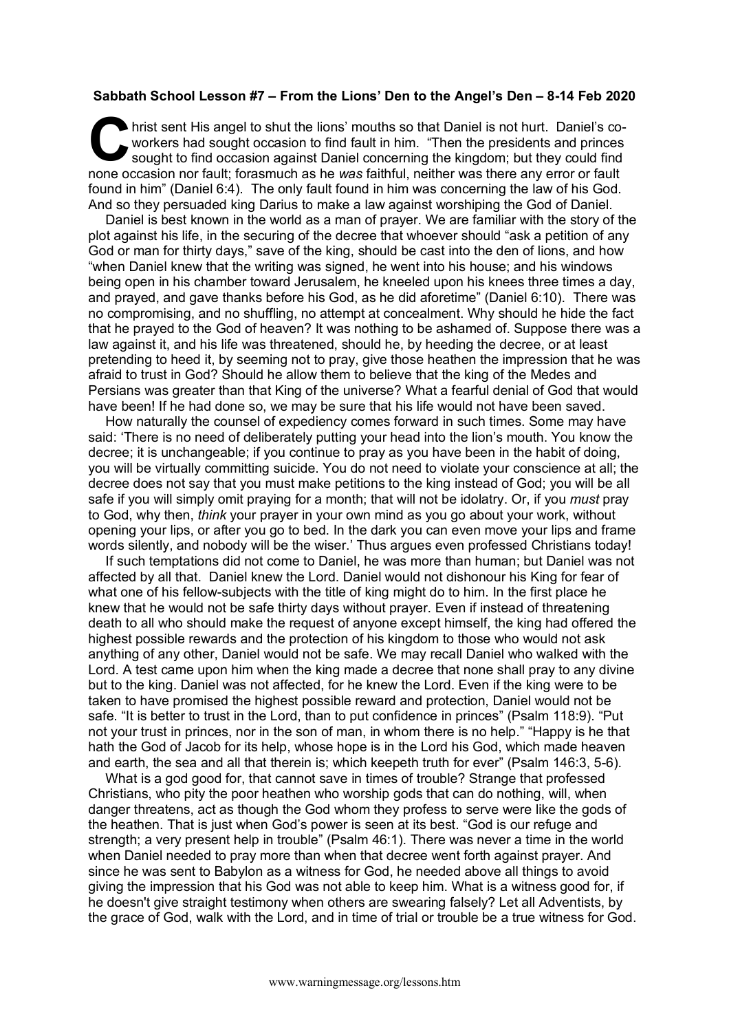**Sabbath School Lesson #7 – From the Lions' Den to the Angel's Den – 8-14 Feb 2020**

Christ sent His angel to shut the lions' mouths so that Daniel is not hurt. Daniel's co-workers had sought occasion to find fault in him. "Then the presidents and princes sought to find occasion against Daniel concerning the kingdom; but they could find none occasion nor fault; forasmuch as he *was* faithful, neither was there any error or fault found in him" (Daniel 6:4). The only fault found in him was concerning the law of his God. And so they persuaded king Darius to make a law against worshiping the God of Daniel.

Daniel is best known in the world as a man of prayer. We are familiar with the story of the plot against his life, in the securing of the decree that whoever should "ask a petition of any God or man for thirty days," save of the king, should be cast into the den of lions, and how "when Daniel knew that the writing was signed, he went into his house; and his windows being open in his chamber toward Jerusalem, he kneeled upon his knees three times a day, and prayed, and gave thanks before his God, as he did aforetime" (Daniel 6:10). There was no compromising, and no shuffling, no attempt at concealment. Why should he hide the fact that he prayed to the God of heaven? It was nothing to be ashamed of. Suppose there was a law against it, and his life was threatened, should he, by heeding the decree, or at least pretending to heed it, by seeming not to pray, give those heathen the impression that he was afraid to trust in God? Should he allow them to believe that the king of the Medes and Persians was greater than that King of the universe? What a fearful denial of God that would have been! If he had done so, we may be sure that his life would not have been saved.

How naturally the counsel of expediency comes forward in such times. Some may have said: 'There is no need of deliberately putting your head into the lion's mouth. You know the decree; it is unchangeable; if you continue to pray as you have been in the habit of doing, you will be virtually committing suicide. You do not need to violate your conscience at all; the decree does not say that you must make petitions to the king instead of God; you will be all safe if you will simply omit praying for a month; that will not be idolatry. Or, if you *must* pray to God, why then, *think* your prayer in your own mind as you go about your work, without opening your lips, or after you go to bed. In the dark you can even move your lips and frame words silently, and nobody will be the wiser.' Thus argues even professed Christians today!

If such temptations did not come to Daniel, he was more than human; but Daniel was not affected by all that. Daniel knew the Lord. Daniel would not dishonour his King for fear of what one of his fellow-subjects with the title of king might do to him. In the first place he knew that he would not be safe thirty days without prayer. Even if instead of threatening death to all who should make the request of anyone except himself, the king had offered the highest possible rewards and the protection of his kingdom to those who would not ask anything of any other, Daniel would not be safe. We may recall Daniel who walked with the Lord. A test came upon him when the king made a decree that none shall pray to any divine but to the king. Daniel was not affected, for he knew the Lord. Even if the king were to be taken to have promised the highest possible reward and protection, Daniel would not be safe. "It is better to trust in the Lord, than to put confidence in princes" (Psalm 118:9). "Put not your trust in princes, nor in the son of man, in whom there is no help." "Happy is he that hath the God of Jacob for its help, whose hope is in the Lord his God, which made heaven and earth, the sea and all that therein is; which keepeth truth for ever" (Psalm 146:3, 5-6).

What is a god good for, that cannot save in times of trouble? Strange that professed Christians, who pity the poor heathen who worship gods that can do nothing, will, when danger threatens, act as though the God whom they profess to serve were like the gods of the heathen. That is just when God's power is seen at its best. "God is our refuge and strength; a very present help in trouble" (Psalm 46:1). There was never a time in the world when Daniel needed to pray more than when that decree went forth against prayer. And since he was sent to Babylon as a witness for God, he needed above all things to avoid giving the impression that his God was not able to keep him. What is a witness good for, if he doesn't give straight testimony when others are swearing falsely? Let all Adventists, by the grace of God, walk with the Lord, and in time of trial or trouble be a true witness for God.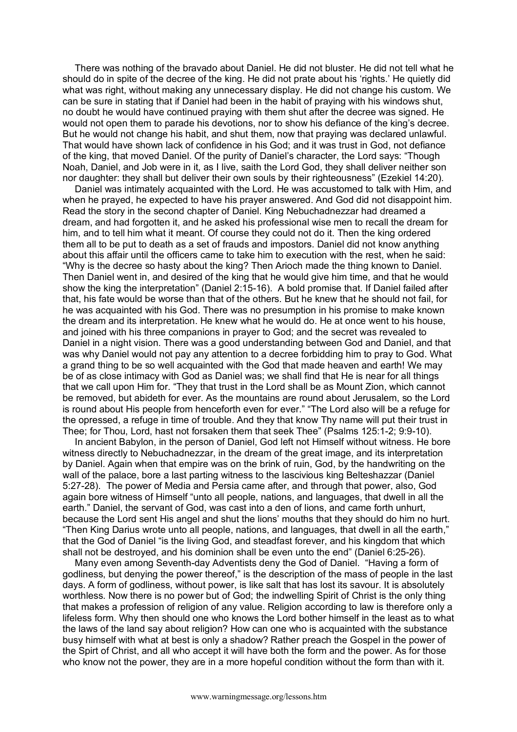There was nothing of the bravado about Daniel. He did not bluster. He did not tell what he should do in spite of the decree of the king. He did not prate about his 'rights.' He quietly did what was right, without making any unnecessary display. He did not change his custom. We can be sure in stating that if Daniel had been in the habit of praying with his windows shut, no doubt he would have continued praying with them shut after the decree was signed. He would not open them to parade his devotions, nor to show his defiance of the king's decree. But he would not change his habit, and shut them, now that praying was declared unlawful. That would have shown lack of confidence in his God; and it was trust in God, not defiance of the king, that moved Daniel. Of the purity of Daniel's character, the Lord says: "Though Noah, Daniel, and Job were in it, as I live, saith the Lord God, they shall deliver neither son nor daughter: they shall but deliver their own souls by their righteousness" (Ezekiel 14:20).

Daniel was intimately acquainted with the Lord. He was accustomed to talk with Him, and when he prayed, he expected to have his prayer answered. And God did not disappoint him. Read the story in the second chapter of Daniel. King Nebuchadnezzar had dreamed a dream, and had forgotten it, and he asked his professional wise men to recall the dream for him, and to tell him what it meant. Of course they could not do it. Then the king ordered them all to be put to death as a set of frauds and impostors. Daniel did not know anything about this affair until the officers came to take him to execution with the rest, when he said: "Why is the decree so hasty about the king? Then Arioch made the thing known to Daniel. Then Daniel went in, and desired of the king that he would give him time, and that he would show the king the interpretation" (Daniel 2:15-16). A bold promise that. If Daniel failed after that, his fate would be worse than that of the others. But he knew that he should not fail, for he was acquainted with his God. There was no presumption in his promise to make known the dream and its interpretation. He knew what he would do. He at once went to his house, and joined with his three companions in prayer to God; and the secret was revealed to Daniel in a night vision. There was a good understanding between God and Daniel, and that was why Daniel would not pay any attention to a decree forbidding him to pray to God. What a grand thing to be so well acquainted with the God that made heaven and earth! We may be of as close intimacy with God as Daniel was; we shall find that He is near for all things that we call upon Him for. "They that trust in the Lord shall be as Mount Zion, which cannot be removed, but abideth for ever. As the mountains are round about Jerusalem, so the Lord is round about His people from henceforth even for ever." "The Lord also will be a refuge for the opressed, a refuge in time of trouble. And they that know Thy name will put their trust in Thee; for Thou, Lord, hast not forsaken them that seek Thee" (Psalms 125:1-2; 9:9-10).

In ancient Babylon, in the person of Daniel, God left not Himself without witness. He bore witness directly to Nebuchadnezzar, in the dream of the great image, and its interpretation by Daniel. Again when that empire was on the brink of ruin, God, by the handwriting on the wall of the palace, bore a last parting witness to the lascivious king Belteshazzar (Daniel 5:27-28). The power of Media and Persia came after, and through that power, also, God again bore witness of Himself "unto all people, nations, and languages, that dwell in all the earth." Daniel, the servant of God, was cast into a den of lions, and came forth unhurt, because the Lord sent His angel and shut the lions' mouths that they should do him no hurt. "Then King Darius wrote unto all people, nations, and languages, that dwell in all the earth," that the God of Daniel "is the living God, and steadfast forever, and his kingdom that which shall not be destroyed, and his dominion shall be even unto the end" (Daniel 6:25-26).

Many even among Seventh-day Adventists deny the God of Daniel. "Having a form of godliness, but denying the power thereof," is the description of the mass of people in the last days. A form of godliness, without power, is like salt that has lost its savour. It is absolutely worthless. Now there is no power but of God; the indwelling Spirit of Christ is the only thing that makes a profession of religion of any value. Religion according to law is therefore only a lifeless form. Why then should one who knows the Lord bother himself in the least as to what the laws of the land say about religion? How can one who is acquainted with the substance busy himself with what at best is only a shadow? Rather preach the Gospel in the power of the Spirt of Christ, and all who accept it will have both the form and the power. As for those who know not the power, they are in a more hopeful condition without the form than with it.